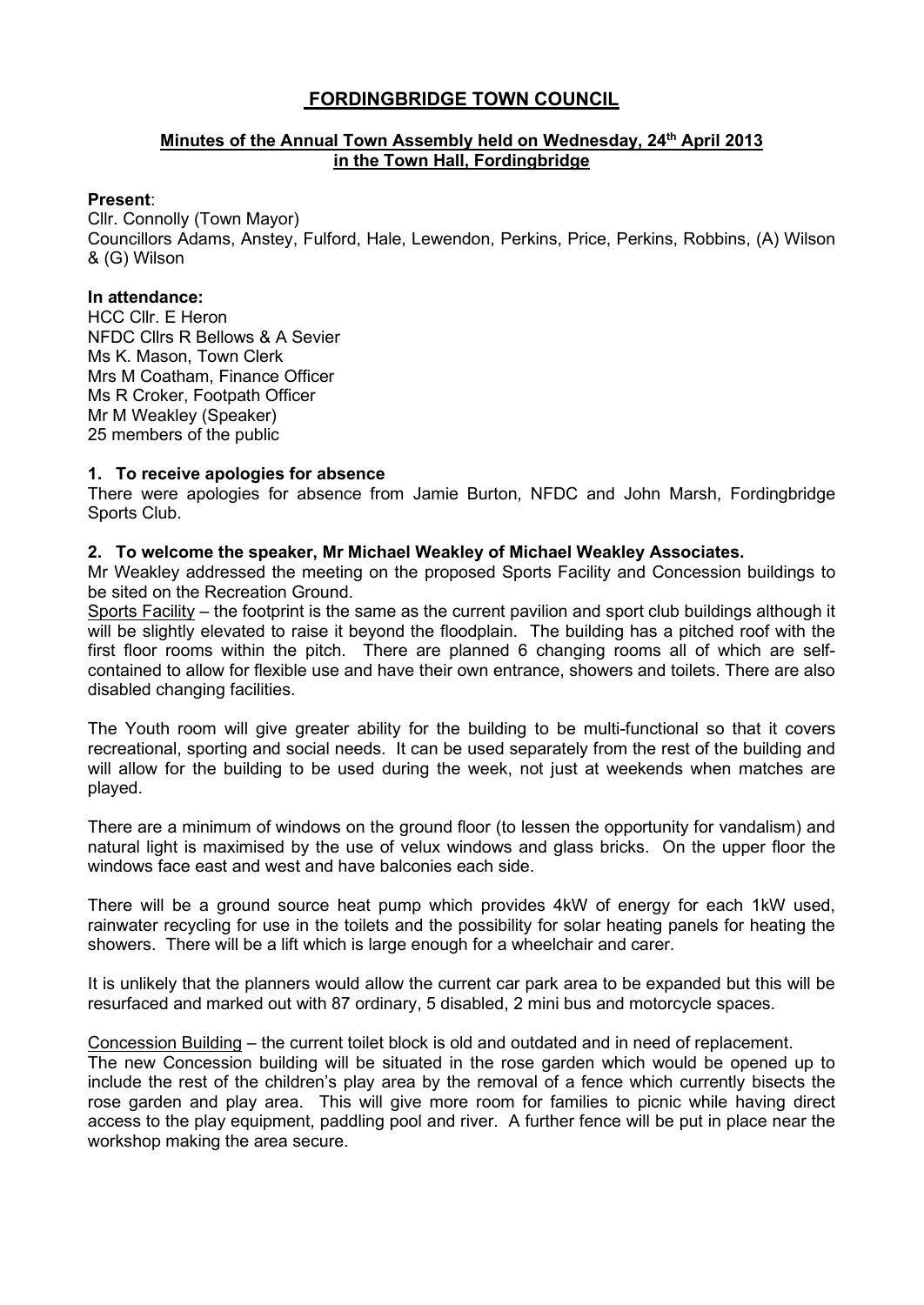# FORDINGBRIDGE TOWN COUNCIL

## Minutes of the Annual Town Assembly held on Wednesday, 24th April 2013 in the Town Hall, Fordingbridge

**Present**:
Cllr. Connolly (Town Mayor)
Councillors Adams, Anstey, Fulford, Hale, Lewendon, Perkins, Price, Perkins, Robbins, (A) Wilson & (G) Wilson

**In attendance:**
HCC Cllr. E Heron
NFDC Cllrs R Bellows & A Sevier
Ms K. Mason, Town Clerk
Mrs M Coatham, Finance Officer
Ms R Croker, Footpath Officer
Mr M Weakley (Speaker)
25 members of the public

### 1. To receive apologies for absence

There were apologies for absence from Jamie Burton, NFDC and John Marsh, Fordingbridge Sports Club.

### 2. To welcome the speaker, Mr Michael Weakley of Michael Weakley Associates.

Mr Weakley addressed the meeting on the proposed Sports Facility and Concession buildings to be sited on the Recreation Ground.

Sports Facility – the footprint is the same as the current pavilion and sport club buildings although it will be slightly elevated to raise it beyond the floodplain. The building has a pitched roof with the first floor rooms within the pitch. There are planned 6 changing rooms all of which are self-contained to allow for flexible use and have their own entrance, showers and toilets. There are also disabled changing facilities.

The Youth room will give greater ability for the building to be multi-functional so that it covers recreational, sporting and social needs. It can be used separately from the rest of the building and will allow for the building to be used during the week, not just at weekends when matches are played.

There are a minimum of windows on the ground floor (to lessen the opportunity for vandalism) and natural light is maximised by the use of velux windows and glass bricks. On the upper floor the windows face east and west and have balconies each side.

There will be a ground source heat pump which provides 4kW of energy for each 1kW used, rainwater recycling for use in the toilets and the possibility for solar heating panels for heating the showers. There will be a lift which is large enough for a wheelchair and carer.

It is unlikely that the planners would allow the current car park area to be expanded but this will be resurfaced and marked out with 87 ordinary, 5 disabled, 2 mini bus and motorcycle spaces.

Concession Building – the current toilet block is old and outdated and in need of replacement.
The new Concession building will be situated in the rose garden which would be opened up to include the rest of the children's play area by the removal of a fence which currently bisects the rose garden and play area. This will give more room for families to picnic while having direct access to the play equipment, paddling pool and river. A further fence will be put in place near the workshop making the area secure.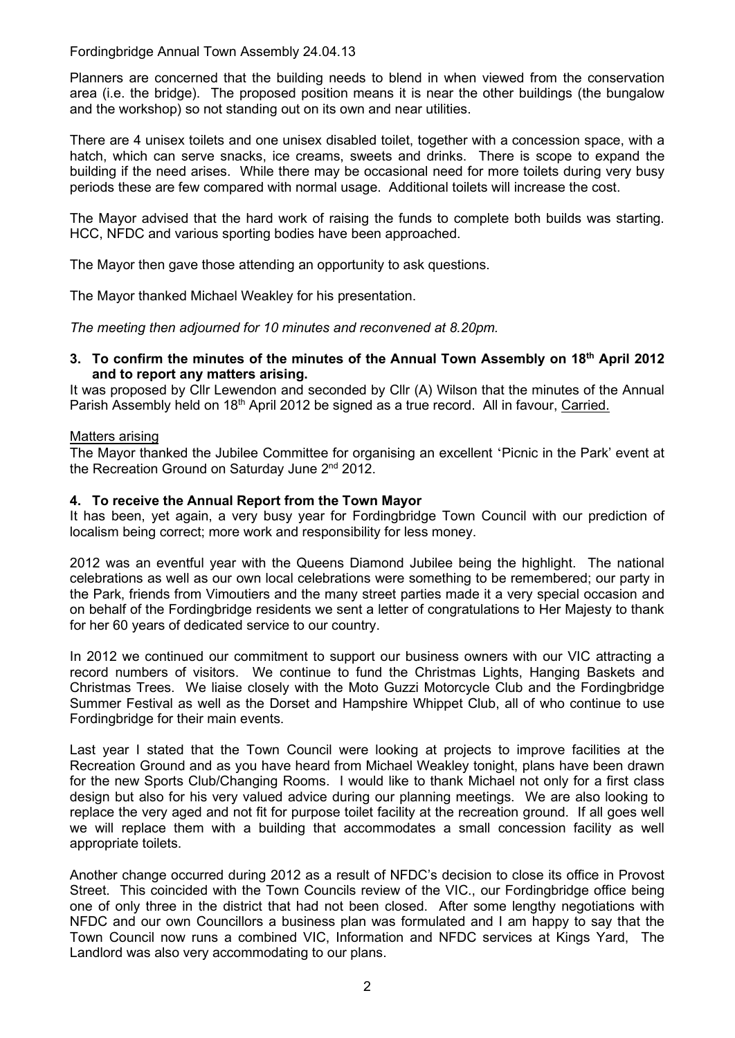Planners are concerned that the building needs to blend in when viewed from the conservation area (i.e. the bridge). The proposed position means it is near the other buildings (the bungalow and the workshop) so not standing out on its own and near utilities.

There are 4 unisex toilets and one unisex disabled toilet, together with a concession space, with a hatch, which can serve snacks, ice creams, sweets and drinks. There is scope to expand the building if the need arises. While there may be occasional need for more toilets during very busy periods these are few compared with normal usage. Additional toilets will increase the cost.

The Mayor advised that the hard work of raising the funds to complete both builds was starting. HCC, NFDC and various sporting bodies have been approached.

The Mayor then gave those attending an opportunity to ask questions.

The Mayor thanked Michael Weakley for his presentation.

*The meeting then adjourned for 10 minutes and reconvened at 8.20pm.*

**3. To confirm the minutes of the minutes of the Annual Town Assembly on 18th April 2012 and to report any matters arising.**

It was proposed by Cllr Lewendon and seconded by Cllr (A) Wilson that the minutes of the Annual Parish Assembly held on 18th April 2012 be signed as a true record. All in favour, Carried.

Matters arising

The Mayor thanked the Jubilee Committee for organising an excellent 'Picnic in the Park' event at the Recreation Ground on Saturday June 2nd 2012.

**4. To receive the Annual Report from the Town Mayor**

It has been, yet again, a very busy year for Fordingbridge Town Council with our prediction of localism being correct; more work and responsibility for less money.

2012 was an eventful year with the Queens Diamond Jubilee being the highlight. The national celebrations as well as our own local celebrations were something to be remembered; our party in the Park, friends from Vimoutiers and the many street parties made it a very special occasion and on behalf of the Fordingbridge residents we sent a letter of congratulations to Her Majesty to thank for her 60 years of dedicated service to our country.

In 2012 we continued our commitment to support our business owners with our VIC attracting a record numbers of visitors. We continue to fund the Christmas Lights, Hanging Baskets and Christmas Trees. We liaise closely with the Moto Guzzi Motorcycle Club and the Fordingbridge Summer Festival as well as the Dorset and Hampshire Whippet Club, all of who continue to use Fordingbridge for their main events.

Last year I stated that the Town Council were looking at projects to improve facilities at the Recreation Ground and as you have heard from Michael Weakley tonight, plans have been drawn for the new Sports Club/Changing Rooms. I would like to thank Michael not only for a first class design but also for his very valued advice during our planning meetings. We are also looking to replace the very aged and not fit for purpose toilet facility at the recreation ground. If all goes well we will replace them with a building that accommodates a small concession facility as well appropriate toilets.

Another change occurred during 2012 as a result of NFDC's decision to close its office in Provost Street. This coincided with the Town Councils review of the VIC., our Fordingbridge office being one of only three in the district that had not been closed. After some lengthy negotiations with NFDC and our own Councillors a business plan was formulated and I am happy to say that the Town Council now runs a combined VIC, Information and NFDC services at Kings Yard, The Landlord was also very accommodating to our plans.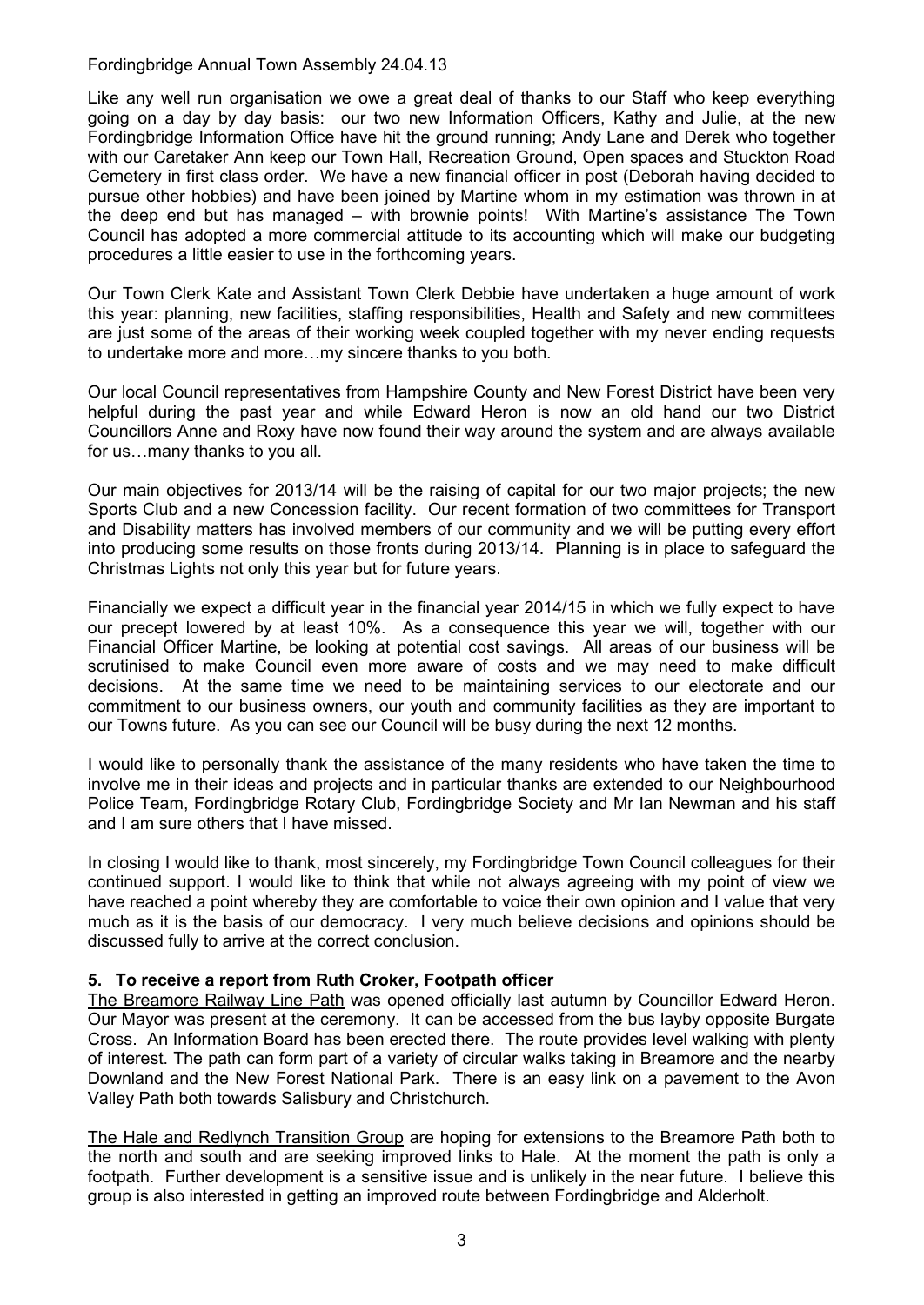Fordingbridge Annual Town Assembly 24.04.13

Like any well run organisation we owe a great deal of thanks to our Staff who keep everything going on a day by day basis: our two new Information Officers, Kathy and Julie, at the new Fordingbridge Information Office have hit the ground running; Andy Lane and Derek who together with our Caretaker Ann keep our Town Hall, Recreation Ground, Open spaces and Stuckton Road Cemetery in first class order. We have a new financial officer in post (Deborah having decided to pursue other hobbies) and have been joined by Martine whom in my estimation was thrown in at the deep end but has managed – with brownie points! With Martine's assistance The Town Council has adopted a more commercial attitude to its accounting which will make our budgeting procedures a little easier to use in the forthcoming years.

Our Town Clerk Kate and Assistant Town Clerk Debbie have undertaken a huge amount of work this year: planning, new facilities, staffing responsibilities, Health and Safety and new committees are just some of the areas of their working week coupled together with my never ending requests to undertake more and more…my sincere thanks to you both.

Our local Council representatives from Hampshire County and New Forest District have been very helpful during the past year and while Edward Heron is now an old hand our two District Councillors Anne and Roxy have now found their way around the system and are always available for us…many thanks to you all.

Our main objectives for 2013/14 will be the raising of capital for our two major projects; the new Sports Club and a new Concession facility. Our recent formation of two committees for Transport and Disability matters has involved members of our community and we will be putting every effort into producing some results on those fronts during 2013/14. Planning is in place to safeguard the Christmas Lights not only this year but for future years.

Financially we expect a difficult year in the financial year 2014/15 in which we fully expect to have our precept lowered by at least 10%. As a consequence this year we will, together with our Financial Officer Martine, be looking at potential cost savings. All areas of our business will be scrutinised to make Council even more aware of costs and we may need to make difficult decisions. At the same time we need to be maintaining services to our electorate and our commitment to our business owners, our youth and community facilities as they are important to our Towns future. As you can see our Council will be busy during the next 12 months.

I would like to personally thank the assistance of the many residents who have taken the time to involve me in their ideas and projects and in particular thanks are extended to our Neighbourhood Police Team, Fordingbridge Rotary Club, Fordingbridge Society and Mr Ian Newman and his staff and I am sure others that I have missed.

In closing I would like to thank, most sincerely, my Fordingbridge Town Council colleagues for their continued support. I would like to think that while not always agreeing with my point of view we have reached a point whereby they are comfortable to voice their own opinion and I value that very much as it is the basis of our democracy. I very much believe decisions and opinions should be discussed fully to arrive at the correct conclusion.

**5. To receive a report from Ruth Croker, Footpath officer**

The Breamore Railway Line Path was opened officially last autumn by Councillor Edward Heron. Our Mayor was present at the ceremony. It can be accessed from the bus layby opposite Burgate Cross. An Information Board has been erected there. The route provides level walking with plenty of interest. The path can form part of a variety of circular walks taking in Breamore and the nearby Downland and the New Forest National Park. There is an easy link on a pavement to the Avon Valley Path both towards Salisbury and Christchurch.

The Hale and Redlynch Transition Group are hoping for extensions to the Breamore Path both to the north and south and are seeking improved links to Hale. At the moment the path is only a footpath. Further development is a sensitive issue and is unlikely in the near future. I believe this group is also interested in getting an improved route between Fordingbridge and Alderholt.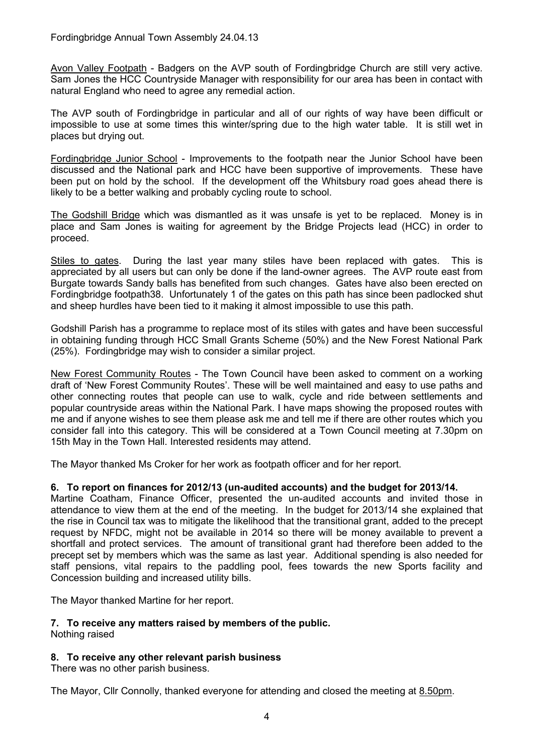Avon Valley Footpath - Badgers on the AVP south of Fordingbridge Church are still very active. Sam Jones the HCC Countryside Manager with responsibility for our area has been in contact with natural England who need to agree any remedial action.

The AVP south of Fordingbridge in particular and all of our rights of way have been difficult or impossible to use at some times this winter/spring due to the high water table. It is still wet in places but drying out.

Fordingbridge Junior School - Improvements to the footpath near the Junior School have been discussed and the National park and HCC have been supportive of improvements. These have been put on hold by the school. If the development off the Whitsbury road goes ahead there is likely to be a better walking and probably cycling route to school.

The Godshill Bridge which was dismantled as it was unsafe is yet to be replaced. Money is in place and Sam Jones is waiting for agreement by the Bridge Projects lead (HCC) in order to proceed.

Stiles to gates. During the last year many stiles have been replaced with gates. This is appreciated by all users but can only be done if the land-owner agrees. The AVP route east from Burgate towards Sandy balls has benefited from such changes. Gates have also been erected on Fordingbridge footpath38. Unfortunately 1 of the gates on this path has since been padlocked shut and sheep hurdles have been tied to it making it almost impossible to use this path.

Godshill Parish has a programme to replace most of its stiles with gates and have been successful in obtaining funding through HCC Small Grants Scheme (50%) and the New Forest National Park (25%). Fordingbridge may wish to consider a similar project.

New Forest Community Routes - The Town Council have been asked to comment on a working draft of 'New Forest Community Routes'. These will be well maintained and easy to use paths and other connecting routes that people can use to walk, cycle and ride between settlements and popular countryside areas within the National Park. I have maps showing the proposed routes with me and if anyone wishes to see them please ask me and tell me if there are other routes which you consider fall into this category. This will be considered at a Town Council meeting at 7.30pm on 15th May in the Town Hall. Interested residents may attend.

The Mayor thanked Ms Croker for her work as footpath officer and for her report.

**6. To report on finances for 2012/13 (un-audited accounts) and the budget for 2013/14.**

Martine Coatham, Finance Officer, presented the un-audited accounts and invited those in attendance to view them at the end of the meeting. In the budget for 2013/14 she explained that the rise in Council tax was to mitigate the likelihood that the transitional grant, added to the precept request by NFDC, might not be available in 2014 so there will be money available to prevent a shortfall and protect services. The amount of transitional grant had therefore been added to the precept set by members which was the same as last year. Additional spending is also needed for staff pensions, vital repairs to the paddling pool, fees towards the new Sports facility and Concession building and increased utility bills.

The Mayor thanked Martine for her report.

**7. To receive any matters raised by members of the public.**

Nothing raised

**8. To receive any other relevant parish business**

There was no other parish business.

The Mayor, Cllr Connolly, thanked everyone for attending and closed the meeting at 8.50pm.